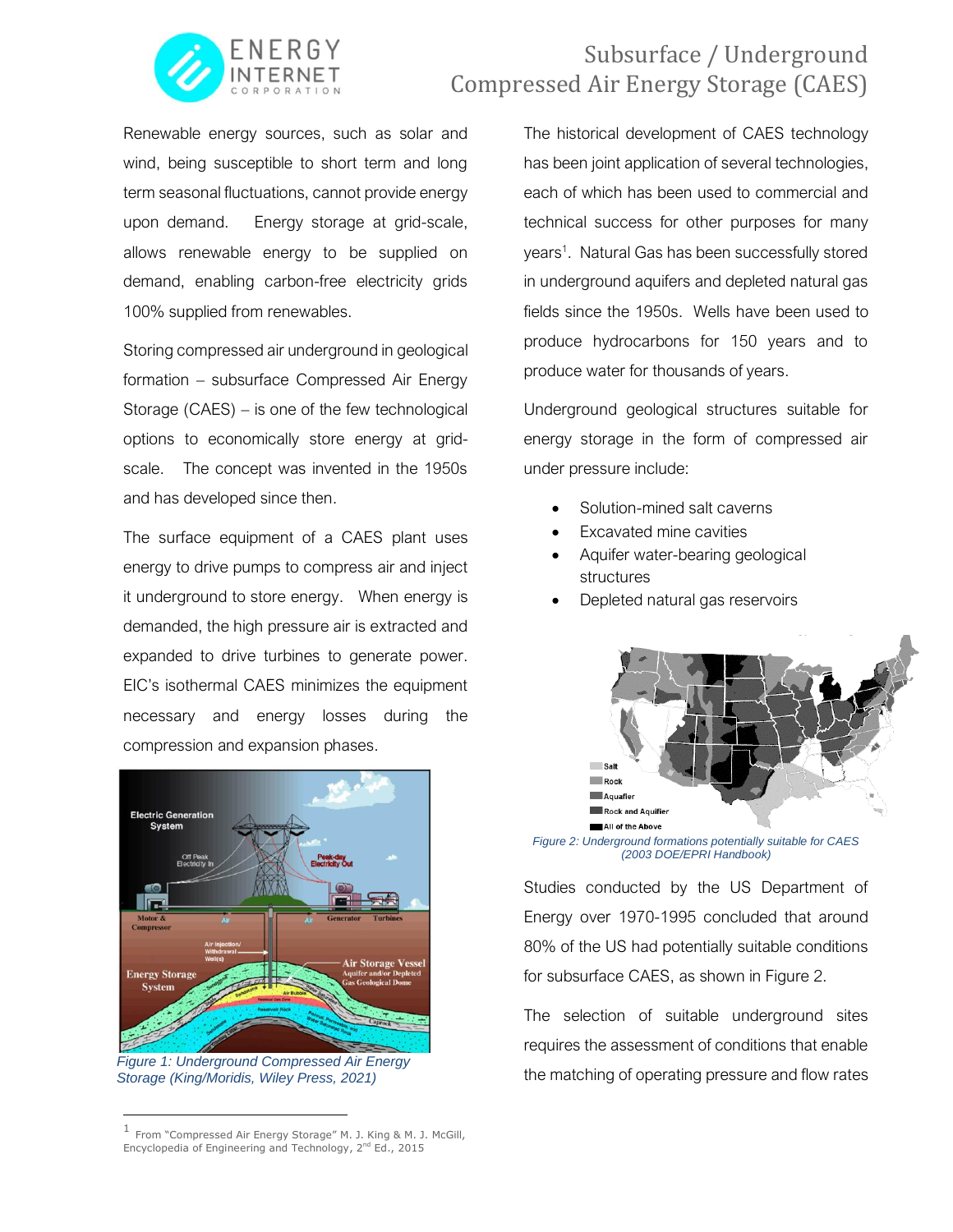# Subsurface / Underground Compressed Air Energy Storage (CAES)

Renewable energy sources, such as solar and wind, being susceptible to short term and long term seasonal fluctuations, cannot provide energy upon demand. Energy storage at grid-scale, allows renewable energy to be supplied on demand, enabling carbon-free electricity grids 100% supplied from renewables.

Storing compressed air underground in geological formation – subsurface Compressed Air Energy Storage (CAES) – is one of the few technological options to economically store energy at grid-scale. The concept was invented in the 1950s and has developed since then.

The surface equipment of a CAES plant uses energy to drive pumps to compress air and inject it underground to store energy. When energy is demanded, the high pressure air is extracted and expanded to drive turbines to generate power. EIC's isothermal CAES minimizes the equipment necessary and energy losses during the compression and expansion phases.

Electric Generation System

Off Peak Electricity In

Peak-day Electricity Out

Motor & Compressor

Air

Air

Generator

Turbines

Air Injection/ Withdrawal Well(s)

Energy Storage System

Air Storage Vessel

Aquifer and/or Depleted Gas Geological Dome

Air Bubble

Caprock

*Figure 1: Underground Compressed Air Energy Storage (King/Moridis, Wiley Press, 2021)*

The historical development of CAES technology has been joint application of several technologies, each of which has been used to commercial and technical success for other purposes for many years[1]. Natural Gas has been successfully stored in underground aquifers and depleted natural gas fields since the 1950s. Wells have been used to produce hydrocarbons for 150 years and to produce water for thousands of years.

Underground geological structures suitable for energy storage in the form of compressed air under pressure include:

- Solution-mined salt caverns
- Excavated mine cavities
- Aquifer water-bearing geological structures
- Depleted natural gas reservoirs

Salt

Rock

Aquafier

Rock and Aquifier

All of the Above

*Figure 2: Underground formations potentially suitable for CAES (2003 DOE/EPRI Handbook)*

Studies conducted by the US Department of Energy over 1970-1995 concluded that around 80% of the US had potentially suitable conditions for subsurface CAES, as shown in Figure 2.

The selection of suitable underground sites requires the assessment of conditions that enable the matching of operating pressure and flow rates

---

[1] From "Compressed Air Energy Storage" M. J. King & M. J. McGill, Encyclopedia of Engineering and Technology, 2nd Ed., 2015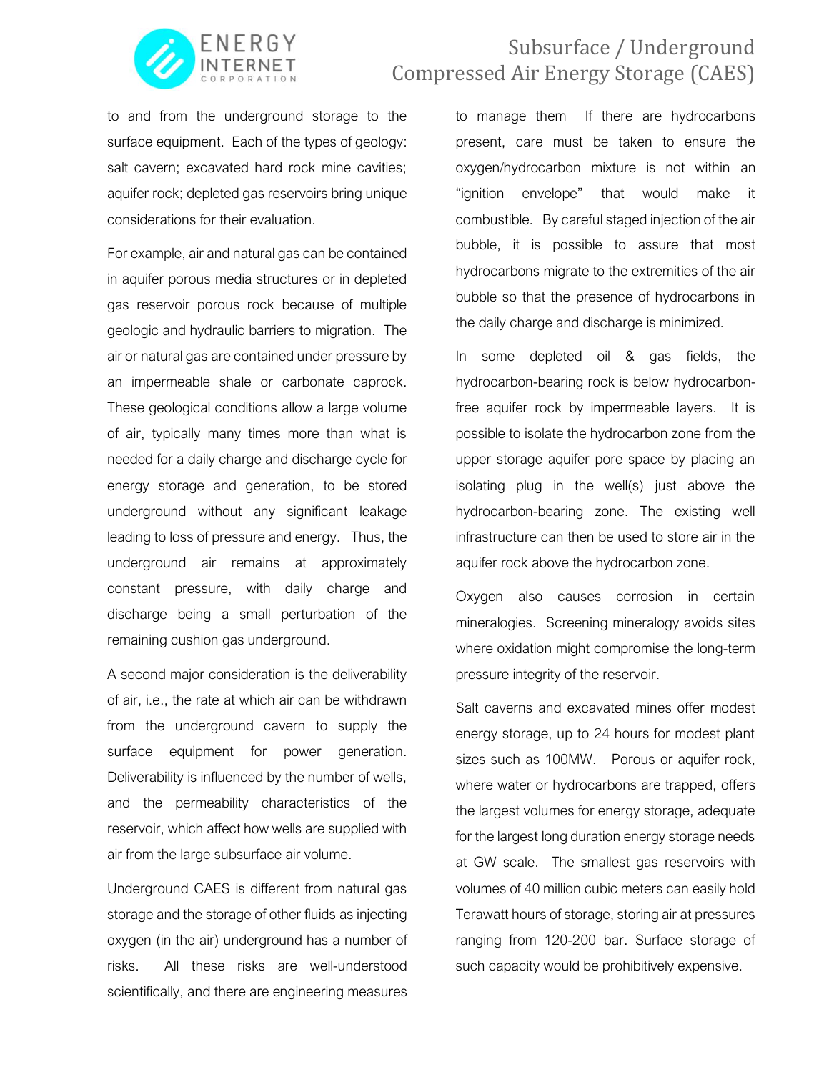to and from the underground storage to the surface equipment. Each of the types of geology: salt cavern; excavated hard rock mine cavities; aquifer rock; depleted gas reservoirs bring unique considerations for their evaluation.

For example, air and natural gas can be contained in aquifer porous media structures or in depleted gas reservoir porous rock because of multiple geologic and hydraulic barriers to migration. The air or natural gas are contained under pressure by an impermeable shale or carbonate caprock. These geological conditions allow a large volume of air, typically many times more than what is needed for a daily charge and discharge cycle for energy storage and generation, to be stored underground without any significant leakage leading to loss of pressure and energy. Thus, the underground air remains at approximately constant pressure, with daily charge and discharge being a small perturbation of the remaining cushion gas underground.

A second major consideration is the deliverability of air, i.e., the rate at which air can be withdrawn from the underground cavern to supply the surface equipment for power generation. Deliverability is influenced by the number of wells, and the permeability characteristics of the reservoir, which affect how wells are supplied with air from the large subsurface air volume.

Underground CAES is different from natural gas storage and the storage of other fluids as injecting oxygen (in the air) underground has a number of risks. All these risks are well-understood scientifically, and there are engineering measures to manage them If there are hydrocarbons present, care must be taken to ensure the oxygen/hydrocarbon mixture is not within an "ignition envelope" that would make it combustible. By careful staged injection of the air bubble, it is possible to assure that most hydrocarbons migrate to the extremities of the air bubble so that the presence of hydrocarbons in the daily charge and discharge is minimized.

In some depleted oil & gas fields, the hydrocarbon-bearing rock is below hydrocarbon-free aquifer rock by impermeable layers. It is possible to isolate the hydrocarbon zone from the upper storage aquifer pore space by placing an isolating plug in the well(s) just above the hydrocarbon-bearing zone. The existing well infrastructure can then be used to store air in the aquifer rock above the hydrocarbon zone.

Oxygen also causes corrosion in certain mineralogies. Screening mineralogy avoids sites where oxidation might compromise the long-term pressure integrity of the reservoir.

Salt caverns and excavated mines offer modest energy storage, up to 24 hours for modest plant sizes such as 100MW. Porous or aquifer rock, where water or hydrocarbons are trapped, offers the largest volumes for energy storage, adequate for the largest long duration energy storage needs at GW scale. The smallest gas reservoirs with volumes of 40 million cubic meters can easily hold Terawatt hours of storage, storing air at pressures ranging from 120-200 bar. Surface storage of such capacity would be prohibitively expensive.